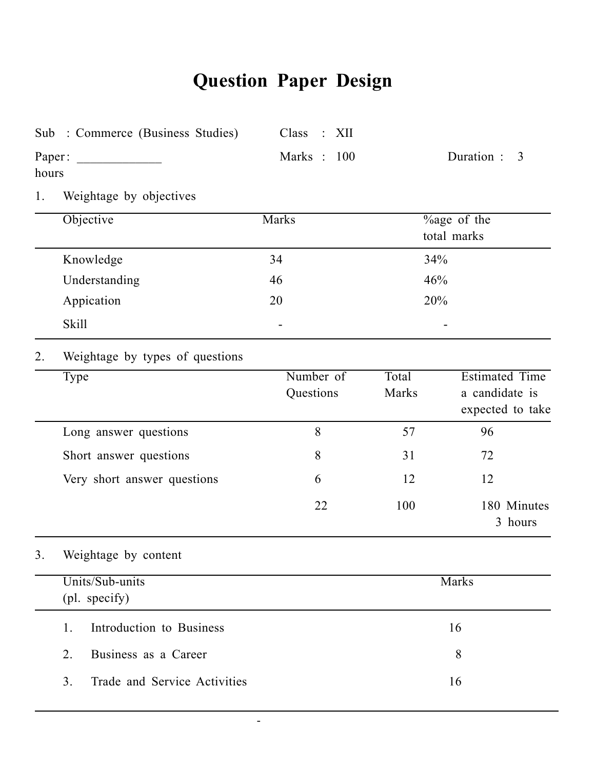# Question Paper Design

Sub : Commerce (Business Studies) Class : XII

Paper: _____________ Marks : 100 Duration : 3 hours

1. Weightage by objectives

| Objective | Marks | %age of the total marks |
|---|---|---|
| Knowledge | 34 | 34% |
| Understanding | 46 | 46% |
| Appication | 20 | 20% |
| Skill | - | - |

2. Weightage by types of questions

| Type | Number of Questions | Total Marks | Estimated Time a candidate is expected to take |
|---|---|---|---|
| Long answer questions | 8 | 57 | 96 |
| Short answer questions | 8 | 31 | 72 |
| Very short answer questions | 6 | 12 | 12 |
| | 22 | 100 | 180 Minutes 3 hours |

3. Weightage by content

| Units/Sub-units (pl. specify) | Marks |
|---|---|
| 1. Introduction to Business | 16 |
| 2. Business as a Career | 8 |
| 3. Trade and Service Activities | 16 |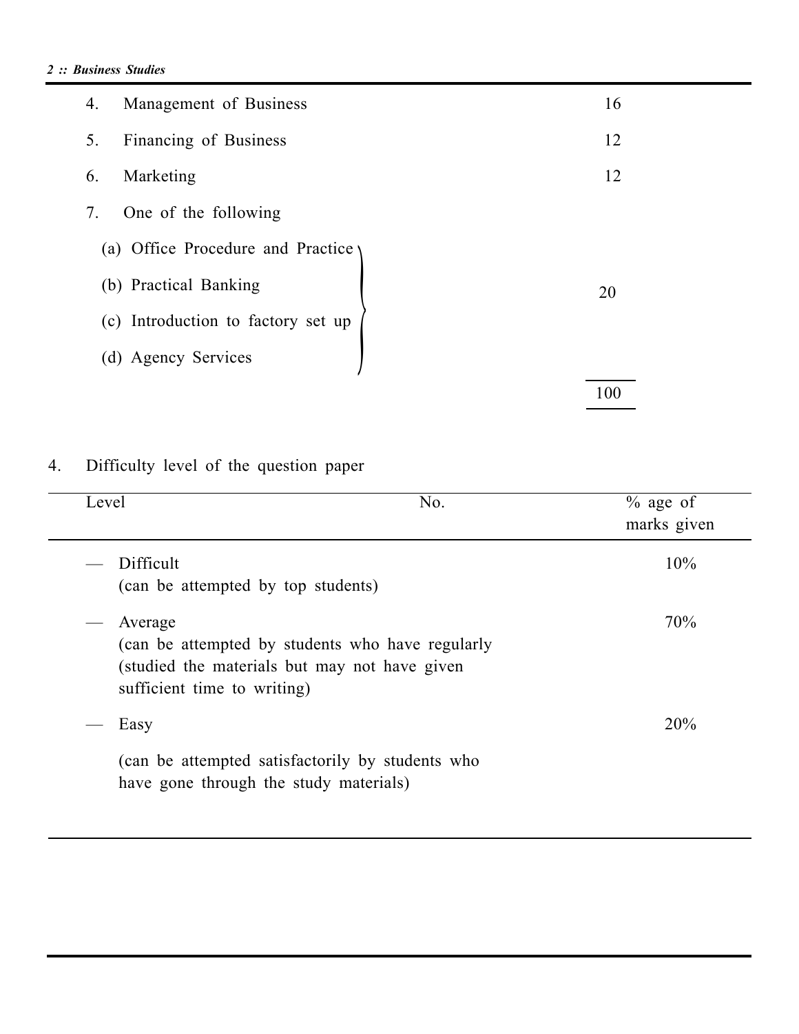| | |
|---|---|
| 4. Management of Business | 16 |
| 5. Financing of Business | 12 |
| 6. Marketing | 12 |
| 7. One of the following | |
| (a) Office Procedure and Practice | 20 |
| (b) Practical Banking | |
| (c) Introduction to factory set up | |
| (d) Agency Services | |
| | 100 |

4. Difficulty level of the question paper

| Level | No. | % age of marks given |
|---|---|---|
| — Difficult (can be attempted by top students) | | 10% |
| — Average (can be attempted by students who have regularly (studied the materials but may not have given sufficient time to writing) | | 70% |
| — Easy (can be attempted satisfactorily by students who have gone through the study materials) | | 20% |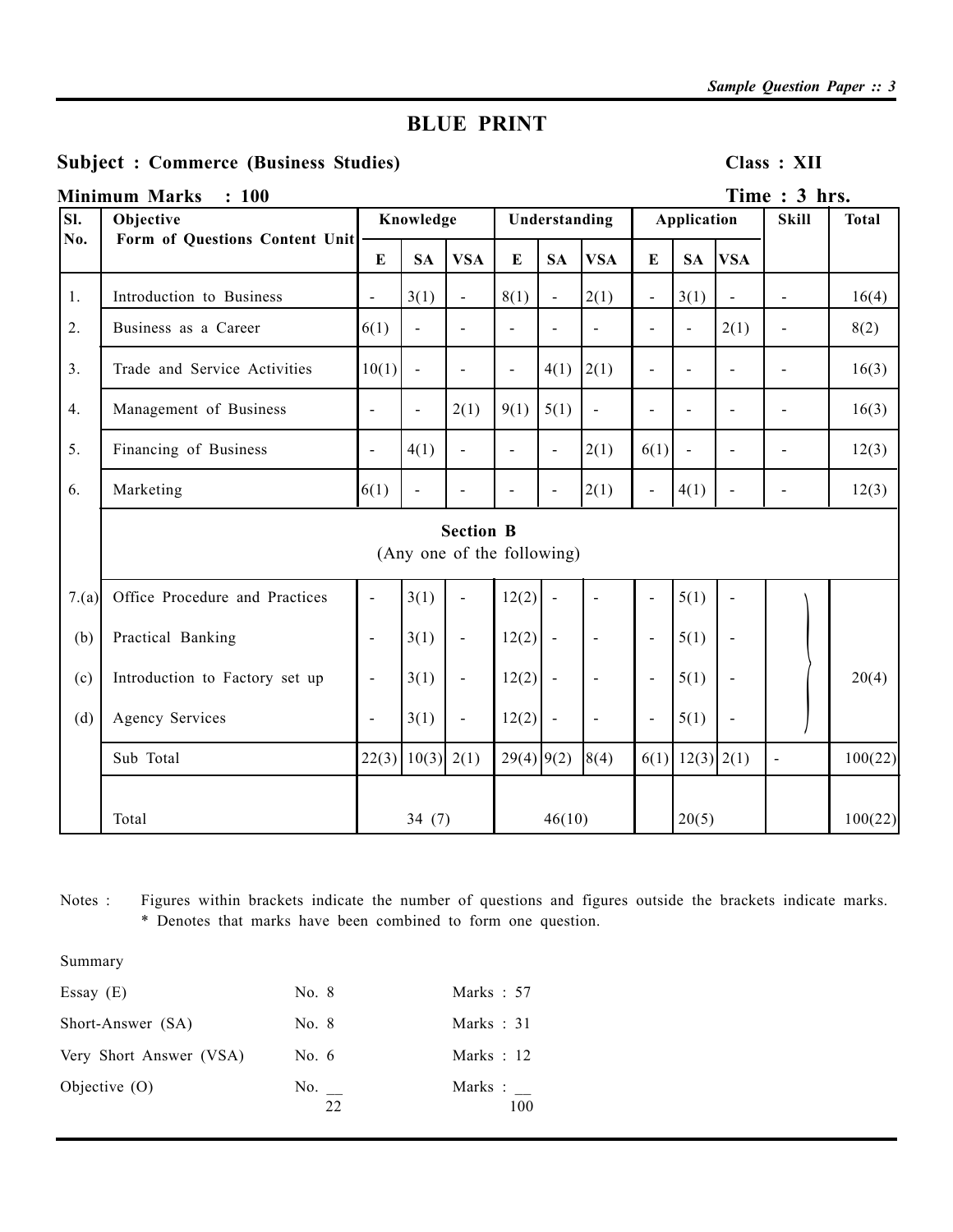# BLUE PRINT

**Subject : Commerce (Business Studies)** **Class : XII**

**Minimum Marks : 100** **Time : 3 hrs.**

| Sl. No. | Objective Form of Questions Content Unit | Knowledge | | | Understanding | | | Application | | | Skill | Total |
|---|---|---|---|---|---|---|---|---|---|---|---|---|
| | | E | SA | VSA | E | SA | VSA | E | SA | VSA | | |
| 1. | Introduction to Business | - | 3(1) | - | 8(1) | - | 2(1) | - | 3(1) | - | - | 16(4) |
| 2. | Business as a Career | 6(1) | - | - | - | - | - | - | - | 2(1) | - | 8(2) |
| 3. | Trade and Service Activities | 10(1) | - | - | - | 4(1) | 2(1) | - | - | - | - | 16(3) |
| 4. | Management of Business | - | - | 2(1) | 9(1) | 5(1) | - | - | - | - | - | 16(3) |
| 5. | Financing of Business | - | 4(1) | - | - | - | 2(1) | 6(1) | - | - | - | 12(3) |
| 6. | Marketing | 6(1) | - | - | - | - | 2(1) | - | 4(1) | - | - | 12(3) |
| | **Section B** (Any one of the following) | | | | | | | | | | | |
| 7.(a) | Office Procedure and Practices | - | 3(1) | - | 12(2) | - | - | - | 5(1) | - | | |
| (b) | Practical Banking | - | 3(1) | - | 12(2) | - | - | - | 5(1) | - | | |
| (c) | Introduction to Factory set up | - | 3(1) | - | 12(2) | - | - | - | 5(1) | - | | 20(4) |
| (d) | Agency Services | - | 3(1) | - | 12(2) | - | - | - | 5(1) | - | | |
| | Sub Total | 22(3) | 10(3) | 2(1) | 29(4) | 9(2) | 8(4) | 6(1) | 12(3) | 2(1) | - | 100(22) |
| | Total | | 34 (7) | | | 46(10) | | | 20(5) | | | 100(22) |

Notes : Figures within brackets indicate the number of questions and figures outside the brackets indicate marks.
\* Denotes that marks have been combined to form one question.

Summary

| | | |
|---|---|---|
| Essay (E) | No. 8 | Marks : 57 |
| Short-Answer (SA) | No. 8 | Marks : 31 |
| Very Short Answer (VSA) | No. 6 | Marks : 12 |
| Objective (O) | No. __ | Marks : __ |
| | 22 | 100 |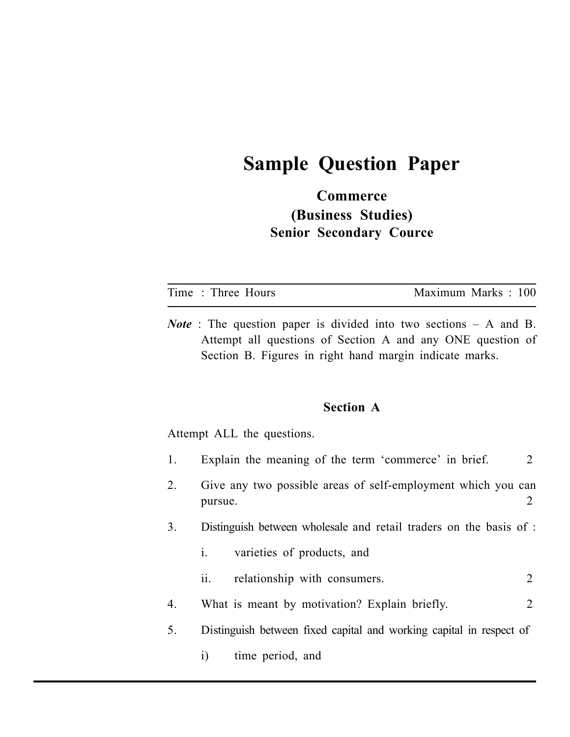# Sample Question Paper

## Commerce
## (Business Studies)
## Senior Secondary Cource

Time : Three Hours | Maximum Marks : 100

***Note*** : The question paper is divided into two sections – A and B. Attempt all questions of Section A and any ONE question of Section B. Figures in right hand margin indicate marks.

### Section A

Attempt ALL the questions.

1. Explain the meaning of the term 'commerce' in brief. 2

2. Give any two possible areas of self-employment which you can pursue. 2

3. Distinguish between wholesale and retail traders on the basis of :

   i. varieties of products, and

   ii. relationship with consumers. 2

4. What is meant by motivation? Explain briefly. 2

5. Distinguish between fixed capital and working capital in respect of

   i) time period, and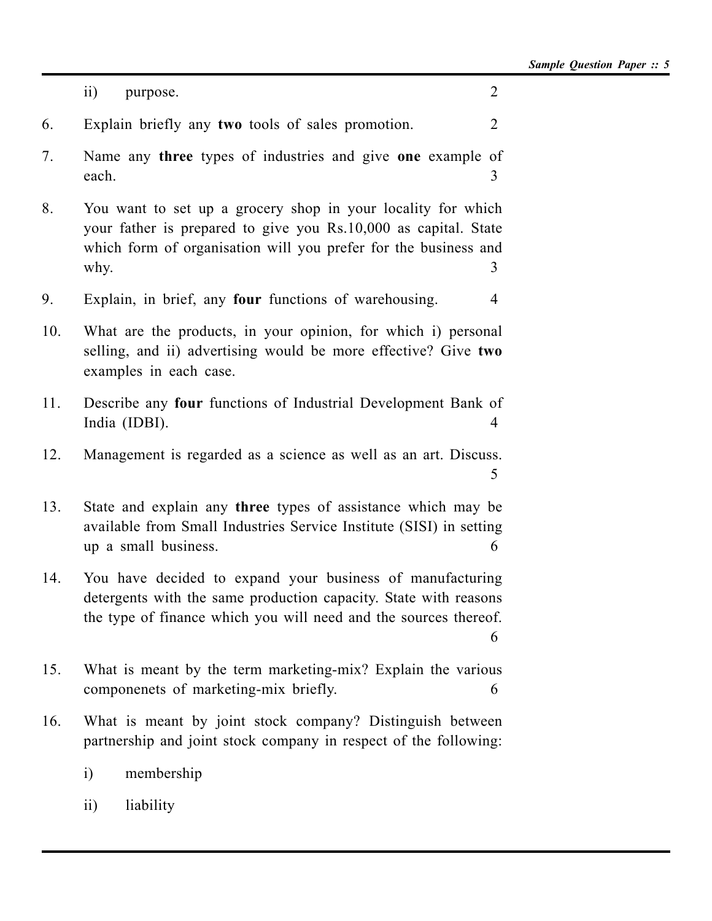ii) purpose. 2

6. Explain briefly any **two** tools of sales promotion. 2

7. Name any **three** types of industries and give **one** example of each. 3

8. You want to set up a grocery shop in your locality for which your father is prepared to give you Rs.10,000 as capital. State which form of organisation will you prefer for the business and why. 3

9. Explain, in brief, any **four** functions of warehousing. 4

10. What are the products, in your opinion, for which i) personal selling, and ii) advertising would be more effective? Give **two** examples in each case.

11. Describe any **four** functions of Industrial Development Bank of India (IDBI). 4

12. Management is regarded as a science as well as an art. Discuss. 5

13. State and explain any **three** types of assistance which may be available from Small Industries Service Institute (SISI) in setting up a small business. 6

14. You have decided to expand your business of manufacturing detergents with the same production capacity. State with reasons the type of finance which you will need and the sources thereof. 6

15. What is meant by the term marketing-mix? Explain the various componenets of marketing-mix briefly. 6

16. What is meant by joint stock company? Distinguish between partnership and joint stock company in respect of the following:

    i) membership

    ii) liability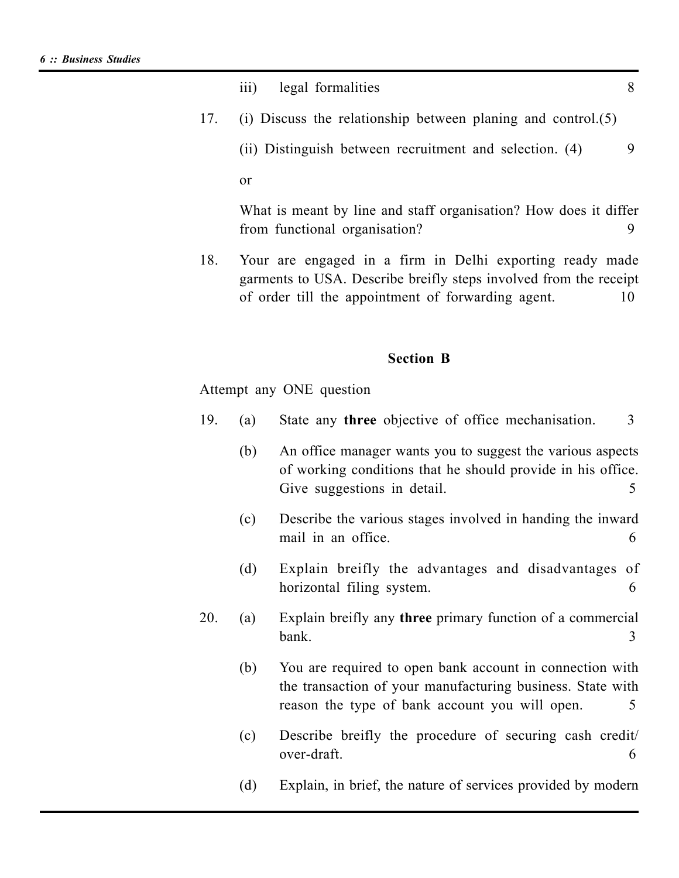iii) legal formalities 8

17. (i) Discuss the relationship between planing and control.(5)

    (ii) Distinguish between recruitment and selection. (4) 9

    or

    What is meant by line and staff organisation? How does it differ from functional organisation? 9

18. Your are engaged in a firm in Delhi exporting ready made garments to USA. Describe breifly steps involved from the receipt of order till the appointment of forwarding agent. 10

## Section B

Attempt any ONE question

19. (a) State any **three** objective of office mechanisation. 3

    (b) An office manager wants you to suggest the various aspects of working conditions that he should provide in his office. Give suggestions in detail. 5

    (c) Describe the various stages involved in handing the inward mail in an office. 6

    (d) Explain breifly the advantages and disadvantages of horizontal filing system. 6

20. (a) Explain breifly any **three** primary function of a commercial bank. 3

    (b) You are required to open bank account in connection with the transaction of your manufacturing business. State with reason the type of bank account you will open. 5

    (c) Describe breifly the procedure of securing cash credit/ over-draft. 6

    (d) Explain, in brief, the nature of services provided by modern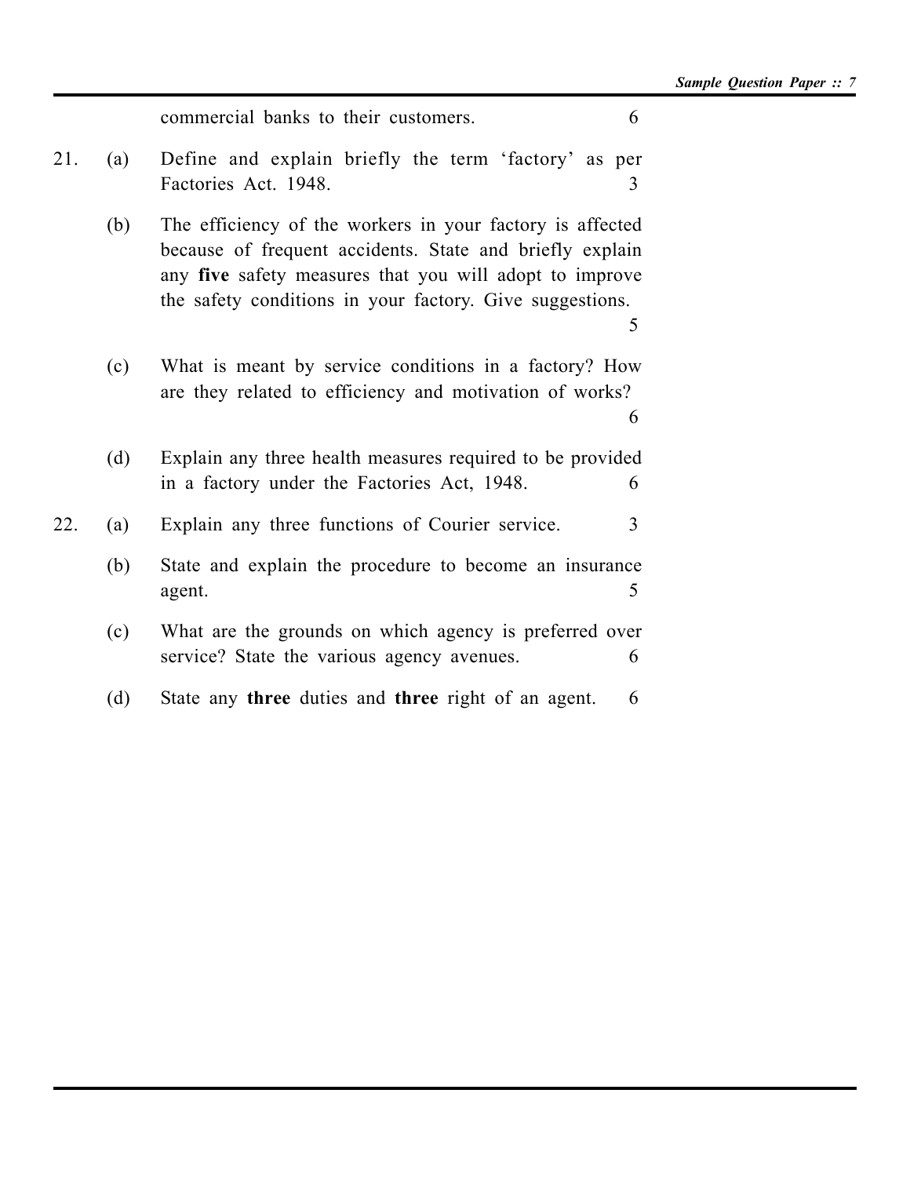commercial banks to their customers. 6

21. (a) Define and explain briefly the term 'factory' as per Factories Act. 1948. 3

    (b) The efficiency of the workers in your factory is affected because of frequent accidents. State and briefly explain any **five** safety measures that you will adopt to improve the safety conditions in your factory. Give suggestions. 5

    (c) What is meant by service conditions in a factory? How are they related to efficiency and motivation of works? 6

    (d) Explain any three health measures required to be provided in a factory under the Factories Act, 1948. 6

22. (a) Explain any three functions of Courier service. 3

    (b) State and explain the procedure to become an insurance agent. 5

    (c) What are the grounds on which agency is preferred over service? State the various agency avenues. 6

    (d) State any **three** duties and **three** right of an agent. 6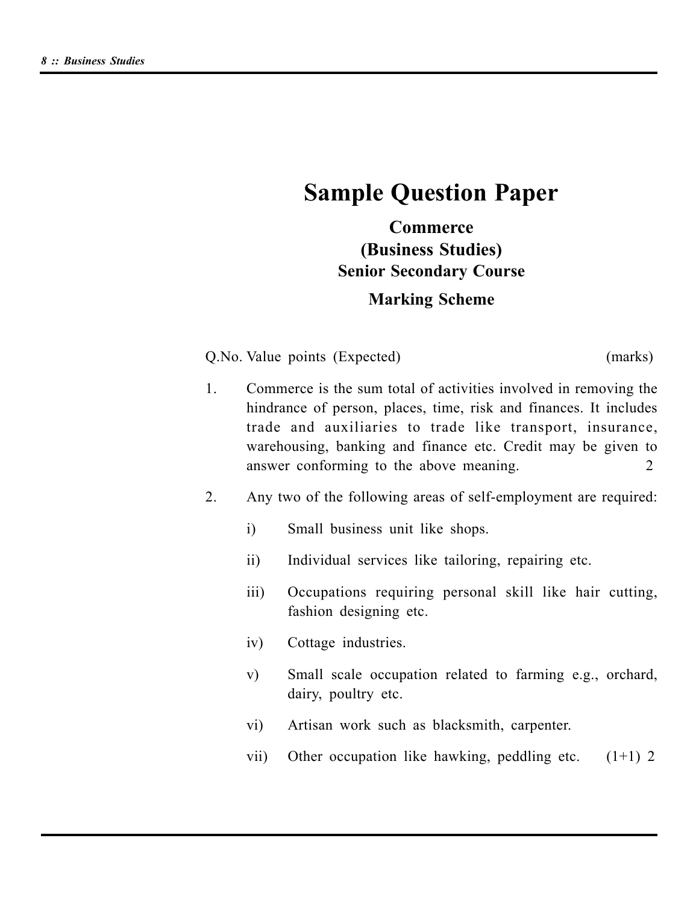# Sample Question Paper

## Commerce
## (Business Studies)
## Senior Secondary Course

### Marking Scheme

Q.No. Value points (Expected) (marks)

1. Commerce is the sum total of activities involved in removing the hindrance of person, places, time, risk and finances. It includes trade and auxiliaries to trade like transport, insurance, warehousing, banking and finance etc. Credit may be given to answer conforming to the above meaning. 2

2. Any two of the following areas of self-employment are required:

   i) Small business unit like shops.

   ii) Individual services like tailoring, repairing etc.

   iii) Occupations requiring personal skill like hair cutting, fashion designing etc.

   iv) Cottage industries.

   v) Small scale occupation related to farming e.g., orchard, dairy, poultry etc.

   vi) Artisan work such as blacksmith, carpenter.

   vii) Other occupation like hawking, peddling etc. (1+1) 2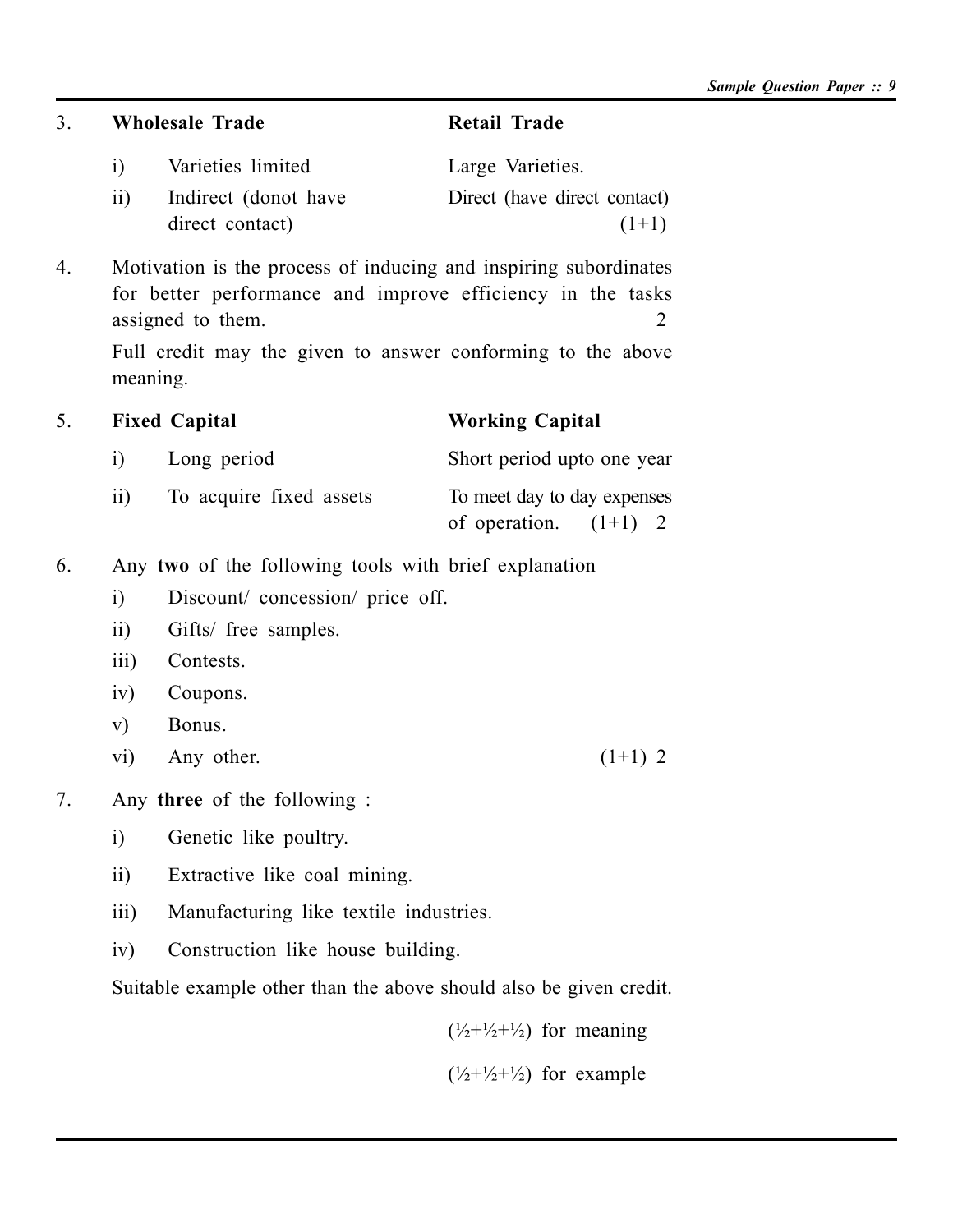3. | | **Wholesale Trade** | **Retail Trade** |
|---|---|---|
| i) | Varieties limited | Large Varieties. |
| ii) | Indirect (donot have direct contact) | Direct (have direct contact) (1+1) |

4. Motivation is the process of inducing and inspiring subordinates for better performance and improve efficiency in the tasks assigned to them. 2

   Full credit may the given to answer conforming to the above meaning.

5. | | **Fixed Capital** | **Working Capital** |
|---|---|---|
| i) | Long period | Short period upto one year |
| ii) | To acquire fixed assets | To meet day to day expenses of operation. (1+1) 2 |

6. Any **two** of the following tools with brief explanation
   - i) Discount/ concession/ price off.
   - ii) Gifts/ free samples.
   - iii) Contests.
   - iv) Coupons.
   - v) Bonus.
   - vi) Any other. (1+1) 2

7. Any **three** of the following :
   - i) Genetic like poultry.
   - ii) Extractive like coal mining.
   - iii) Manufacturing like textile industries.
   - iv) Construction like house building.

   Suitable example other than the above should also be given credit.

   (½+½+½) for meaning

   (½+½+½) for example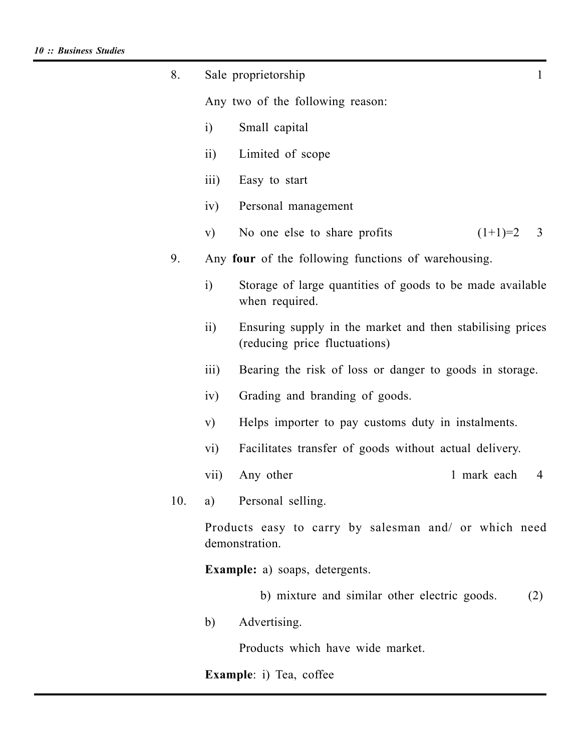8. Sale proprietorship 1

   Any two of the following reason:

   i) Small capital

   ii) Limited of scope

   iii) Easy to start

   iv) Personal management

   v) No one else to share profits (1+1)=2 3

9. Any **four** of the following functions of warehousing.

   i) Storage of large quantities of goods to be made available when required.

   ii) Ensuring supply in the market and then stabilising prices (reducing price fluctuations)

   iii) Bearing the risk of loss or danger to goods in storage.

   iv) Grading and branding of goods.

   v) Helps importer to pay customs duty in instalments.

   vi) Facilitates transfer of goods without actual delivery.

   vii) Any other 1 mark each 4

10. a) Personal selling.

   Products easy to carry by salesman and/ or which need demonstration.

   **Example:** a) soaps, detergents.

   b) mixture and similar other electric goods. (2)

   b) Advertising.

   Products which have wide market.

   **Example**: i) Tea, coffee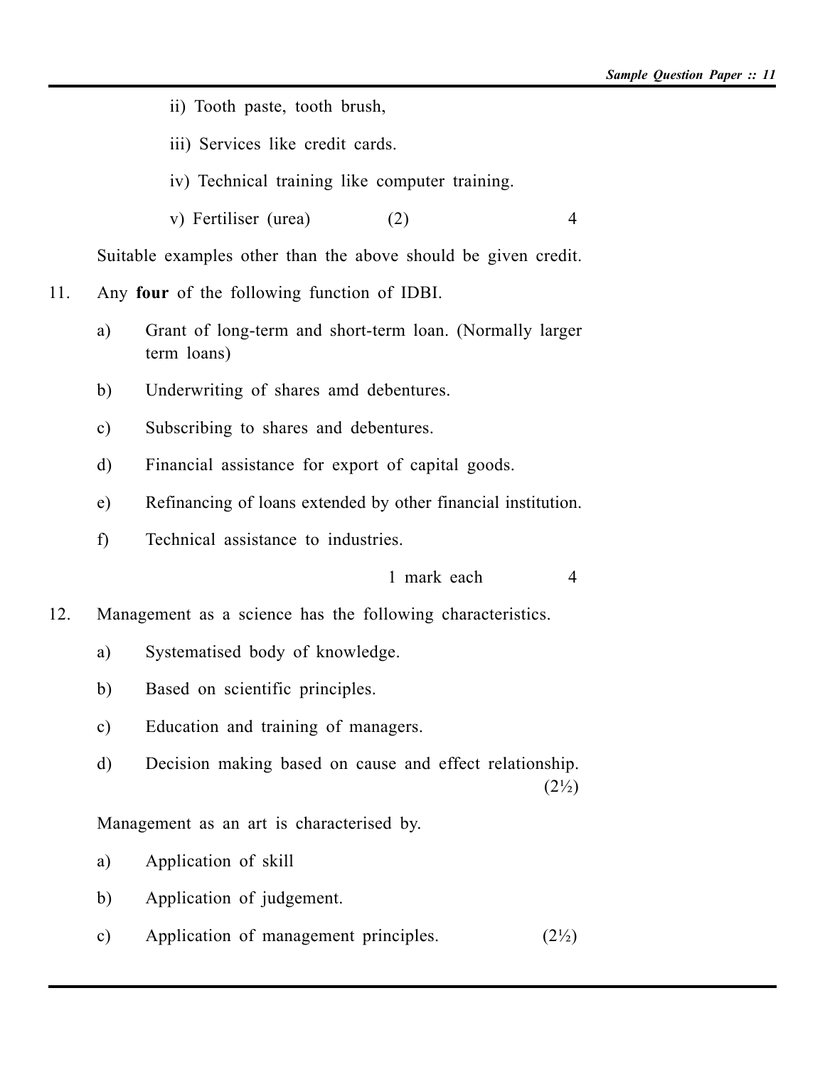ii) Tooth paste, tooth brush,

iii) Services like credit cards.

iv) Technical training like computer training.

v) Fertiliser (urea) (2) 4

Suitable examples other than the above should be given credit.

11. Any **four** of the following function of IDBI.

a) Grant of long-term and short-term loan. (Normally larger term loans)

b) Underwriting of shares amd debentures.

c) Subscribing to shares and debentures.

d) Financial assistance for export of capital goods.

e) Refinancing of loans extended by other financial institution.

f) Technical assistance to industries.

1 mark each 4

12. Management as a science has the following characteristics.

a) Systematised body of knowledge.

b) Based on scientific principles.

c) Education and training of managers.

d) Decision making based on cause and effect relationship. (2½)

Management as an art is characterised by.

a) Application of skill

b) Application of judgement.

c) Application of management principles. (2½)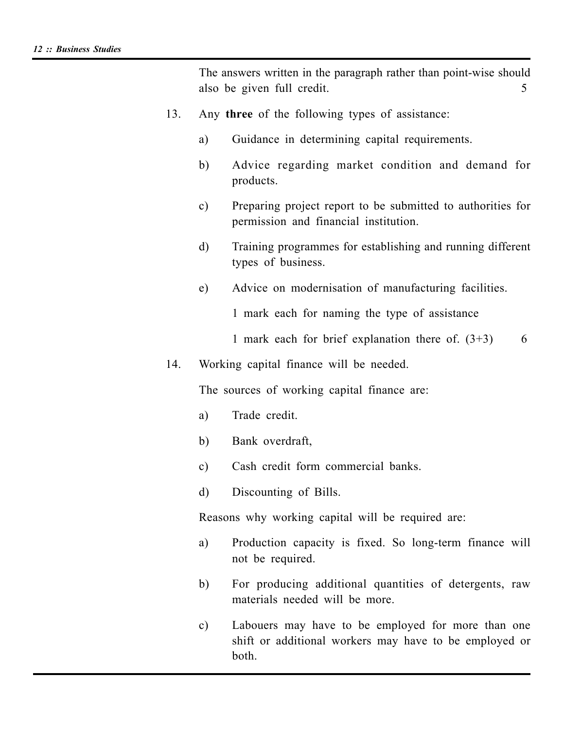The answers written in the paragraph rather than point-wise should also be given full credit. 5

13. Any **three** of the following types of assistance:

    a) Guidance in determining capital requirements.

    b) Advice regarding market condition and demand for products.

    c) Preparing project report to be submitted to authorities for permission and financial institution.

    d) Training programmes for establishing and running different types of business.

    e) Advice on modernisation of manufacturing facilities.

    1 mark each for naming the type of assistance

    1 mark each for brief explanation there of. (3+3) 6

14. Working capital finance will be needed.

    The sources of working capital finance are:

    a) Trade credit.

    b) Bank overdraft,

    c) Cash credit form commercial banks.

    d) Discounting of Bills.

    Reasons why working capital will be required are:

    a) Production capacity is fixed. So long-term finance will not be required.

    b) For producing additional quantities of detergents, raw materials needed will be more.

    c) Labouers may have to be employed for more than one shift or additional workers may have to be employed or both.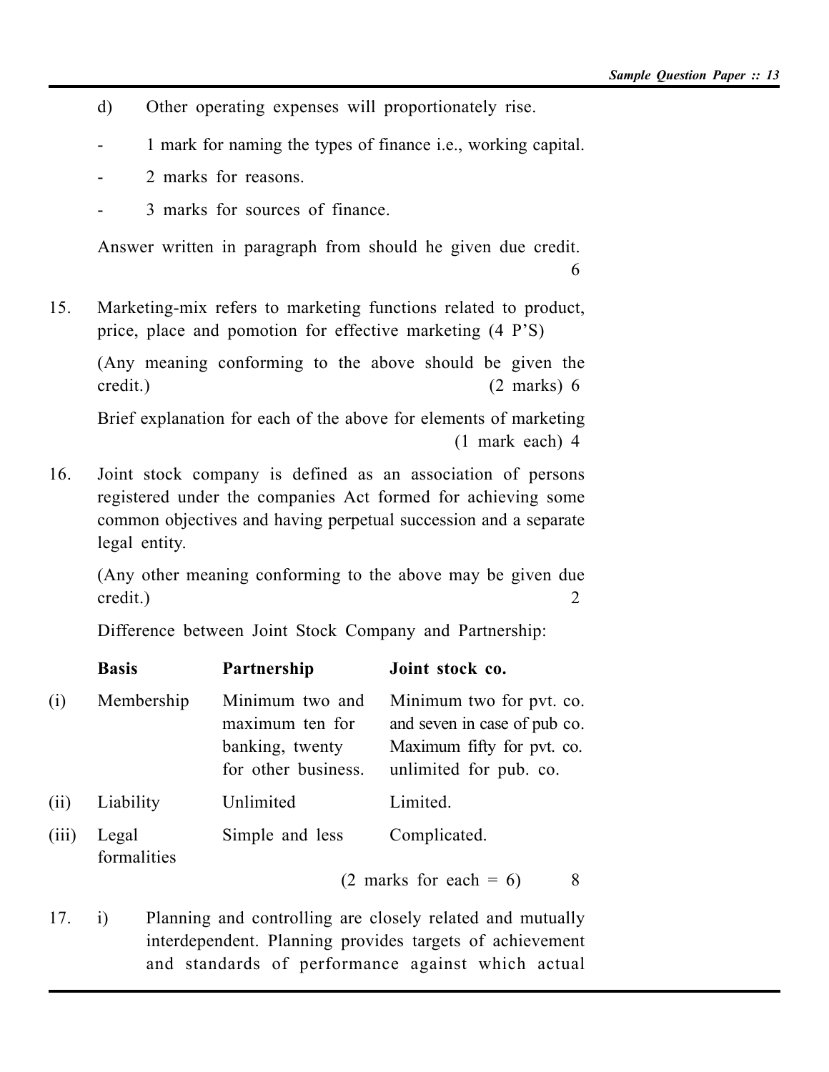d) Other operating expenses will proportionately rise.

- 1 mark for naming the types of finance i.e., working capital.
- 2 marks for reasons.
- 3 marks for sources of finance.

Answer written in paragraph from should he given due credit. 6

15. Marketing-mix refers to marketing functions related to product, price, place and pomotion for effective marketing (4 P'S)

(Any meaning conforming to the above should be given the credit.) (2 marks) 6

Brief explanation for each of the above for elements of marketing (1 mark each) 4

16. Joint stock company is defined as an association of persons registered under the companies Act formed for achieving some common objectives and having perpetual succession and a separate legal entity.

(Any other meaning conforming to the above may be given due credit.) 2

Difference between Joint Stock Company and Partnership:

| | **Basis** | **Partnership** | **Joint stock co.** |
|---|---|---|---|
| (i) | Membership | Minimum two and maximum ten for banking, twenty for other business. | Minimum two for pvt. co. and seven in case of pub co. Maximum fifty for pvt. co. unlimited for pub. co. |
| (ii) | Liability | Unlimited | Limited. |
| (iii) | Legal formalities | Simple and less | Complicated. |

(2 marks for each = 6) 8

17. i) Planning and controlling are closely related and mutually interdependent. Planning provides targets of achievement and standards of performance against which actual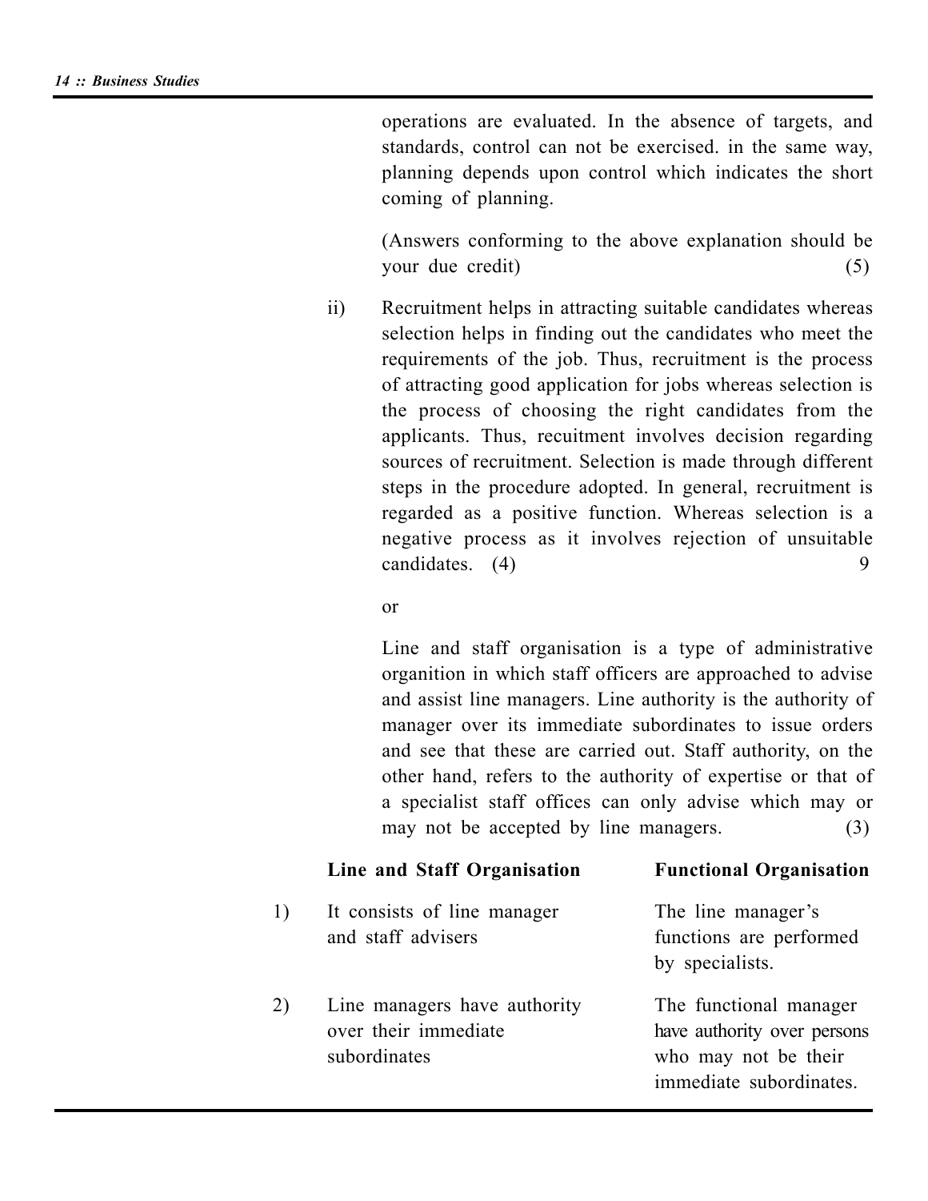operations are evaluated. In the absence of targets, and standards, control can not be exercised. in the same way, planning depends upon control which indicates the short coming of planning.

(Answers conforming to the above explanation should be your due credit) (5)

ii) Recruitment helps in attracting suitable candidates whereas selection helps in finding out the candidates who meet the requirements of the job. Thus, recruitment is the process of attracting good application for jobs whereas selection is the process of choosing the right candidates from the applicants. Thus, recuitment involves decision regarding sources of recruitment. Selection is made through different steps in the procedure adopted. In general, recruitment is regarded as a positive function. Whereas selection is a negative process as it involves rejection of unsuitable candidates. (4) 9

or

Line and staff organisation is a type of administrative organition in which staff officers are approached to advise and assist line managers. Line authority is the authority of manager over its immediate subordinates to issue orders and see that these are carried out. Staff authority, on the other hand, refers to the authority of expertise or that of a specialist staff offices can only advise which may or may not be accepted by line managers. (3)

| | **Line and Staff Organisation** | **Functional Organisation** |
|---|---|---|
| 1) | It consists of line manager and staff advisers | The line manager's functions are performed by specialists. |
| 2) | Line managers have authority over their immediate subordinates | The functional manager have authority over persons who may not be their immediate subordinates. |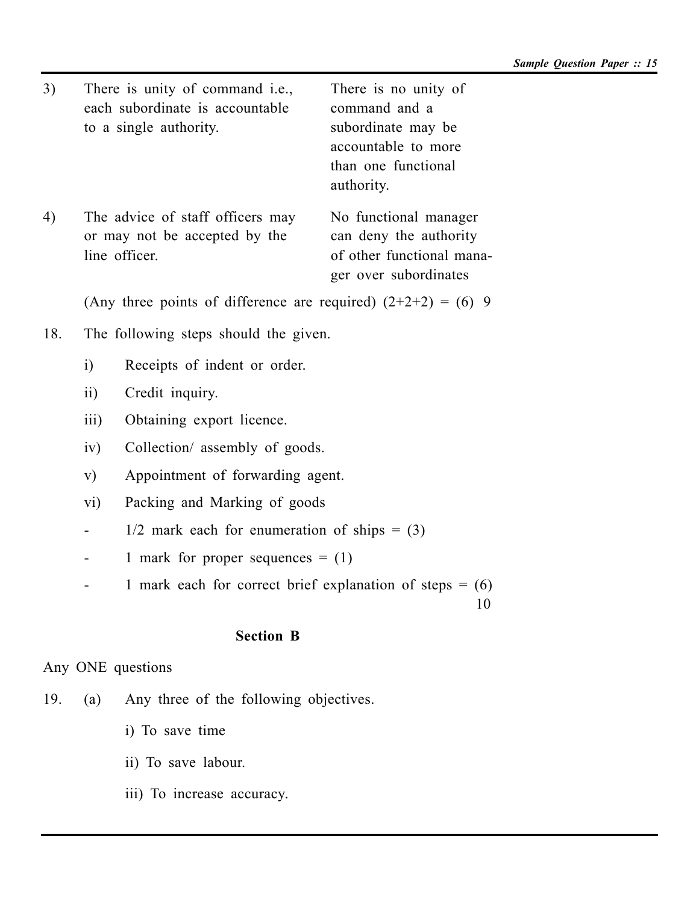| | | |
|---|---|---|
| 3) | There is unity of command i.e., each subordinate is accountable to a single authority. | There is no unity of command and a subordinate may be accountable to more than one functional authority. |
| 4) | The advice of staff officers may or may not be accepted by the line officer. | No functional manager can deny the authority of other functional manager over subordinates |

(Any three points of difference are required) (2+2+2) = (6) 9

18. The following steps should the given.

    i) Receipts of indent or order.

    ii) Credit inquiry.

    iii) Obtaining export licence.

    iv) Collection/ assembly of goods.

    v) Appointment of forwarding agent.

    vi) Packing and Marking of goods

    - 1/2 mark each for enumeration of ships = (3)
    - 1 mark for proper sequences = (1)
    - 1 mark each for correct brief explanation of steps = (6)

    10

**Section B**

Any ONE questions

19. (a) Any three of the following objectives.

    i) To save time

    ii) To save labour.

    iii) To increase accuracy.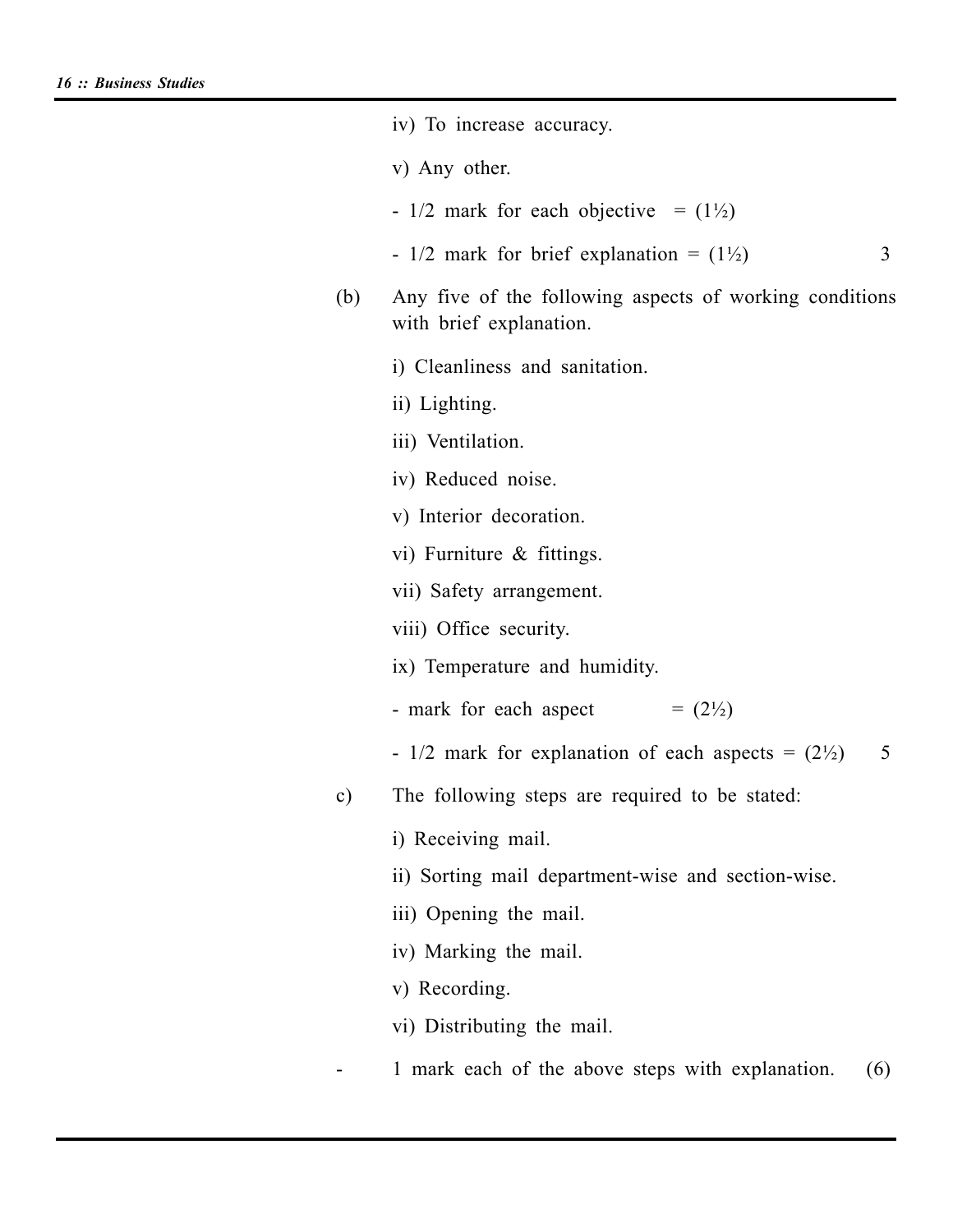iv) To increase accuracy.

v) Any other.

- 1/2 mark for each objective = (1½)
- 1/2 mark for brief explanation = (1½) 3

(b) Any five of the following aspects of working conditions with brief explanation.

i) Cleanliness and sanitation.

ii) Lighting.

iii) Ventilation.

iv) Reduced noise.

v) Interior decoration.

vi) Furniture & fittings.

vii) Safety arrangement.

viii) Office security.

ix) Temperature and humidity.

- mark for each aspect = (2½)
- 1/2 mark for explanation of each aspects = (2½) 5

c) The following steps are required to be stated:

i) Receiving mail.

ii) Sorting mail department-wise and section-wise.

iii) Opening the mail.

iv) Marking the mail.

v) Recording.

vi) Distributing the mail.

- 1 mark each of the above steps with explanation. (6)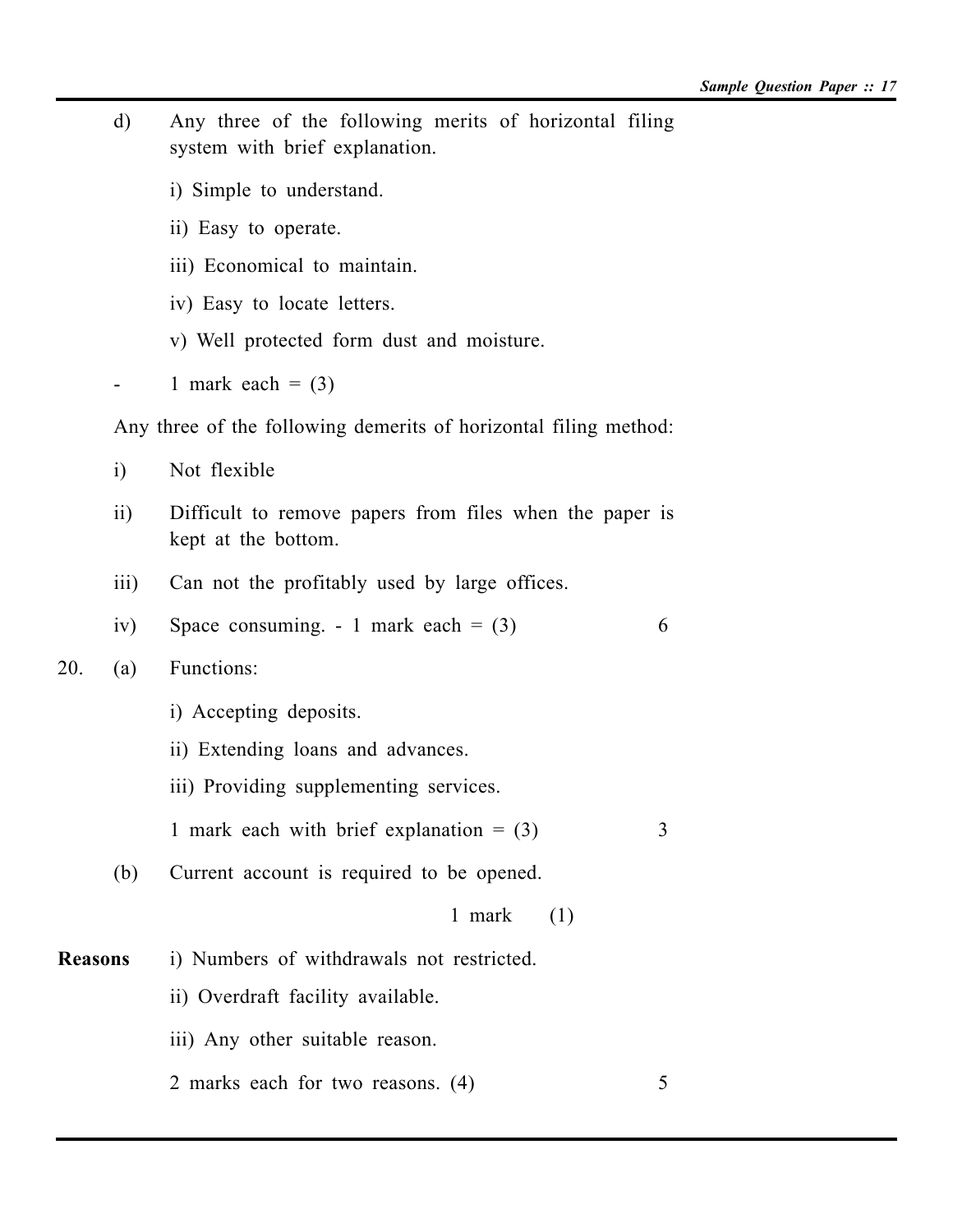d) Any three of the following merits of horizontal filing system with brief explanation.

i) Simple to understand.

ii) Easy to operate.

iii) Economical to maintain.

iv) Easy to locate letters.

v) Well protected form dust and moisture.

\- 1 mark each = (3)

Any three of the following demerits of horizontal filing method:

i) Not flexible

ii) Difficult to remove papers from files when the paper is kept at the bottom.

iii) Can not the profitably used by large offices.

iv) Space consuming. - 1 mark each = (3) 6

20. (a) Functions:

i) Accepting deposits.

ii) Extending loans and advances.

iii) Providing supplementing services.

1 mark each with brief explanation = (3) 3

(b) Current account is required to be opened.

1 mark (1)

**Reasons** i) Numbers of withdrawals not restricted.

ii) Overdraft facility available.

iii) Any other suitable reason.

2 marks each for two reasons. (4) 5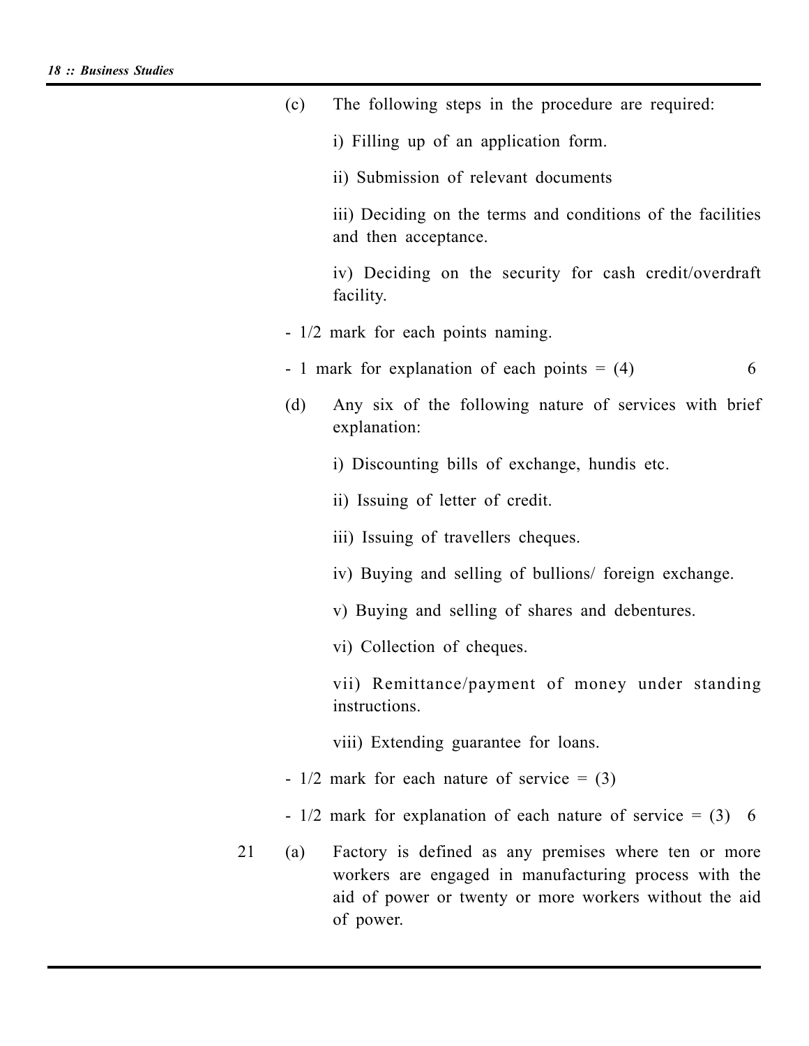(c) The following steps in the procedure are required:

i) Filling up of an application form.

ii) Submission of relevant documents

iii) Deciding on the terms and conditions of the facilities and then acceptance.

iv) Deciding on the security for cash credit/overdraft facility.

- 1/2 mark for each points naming.

- 1 mark for explanation of each points = (4) 6

(d) Any six of the following nature of services with brief explanation:

i) Discounting bills of exchange, hundis etc.

ii) Issuing of letter of credit.

iii) Issuing of travellers cheques.

iv) Buying and selling of bullions/ foreign exchange.

v) Buying and selling of shares and debentures.

vi) Collection of cheques.

vii) Remittance/payment of money under standing instructions.

viii) Extending guarantee for loans.

- 1/2 mark for each nature of service = (3)

- 1/2 mark for explanation of each nature of service = (3) 6

21 (a) Factory is defined as any premises where ten or more workers are engaged in manufacturing process with the aid of power or twenty or more workers without the aid of power.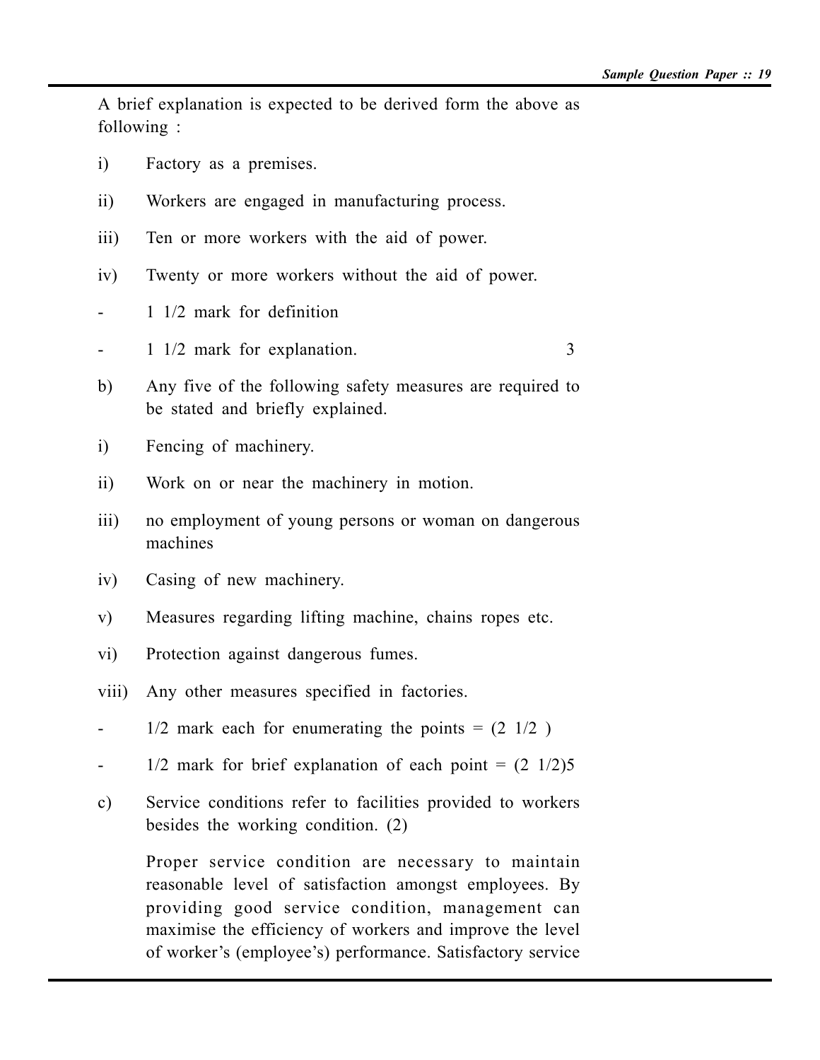A brief explanation is expected to be derived form the above as following :

i) Factory as a premises.

ii) Workers are engaged in manufacturing process.

iii) Ten or more workers with the aid of power.

iv) Twenty or more workers without the aid of power.

- 1 1/2 mark for definition

- 1 1/2 mark for explanation. 3

b) Any five of the following safety measures are required to be stated and briefly explained.

i) Fencing of machinery.

ii) Work on or near the machinery in motion.

iii) no employment of young persons or woman on dangerous machines

iv) Casing of new machinery.

v) Measures regarding lifting machine, chains ropes etc.

vi) Protection against dangerous fumes.

viii) Any other measures specified in factories.

- 1/2 mark each for enumerating the points = (2 1/2 )

- 1/2 mark for brief explanation of each point = (2 1/2)5

c) Service conditions refer to facilities provided to workers besides the working condition. (2)

Proper service condition are necessary to maintain reasonable level of satisfaction amongst employees. By providing good service condition, management can maximise the efficiency of workers and improve the level of worker's (employee's) performance. Satisfactory service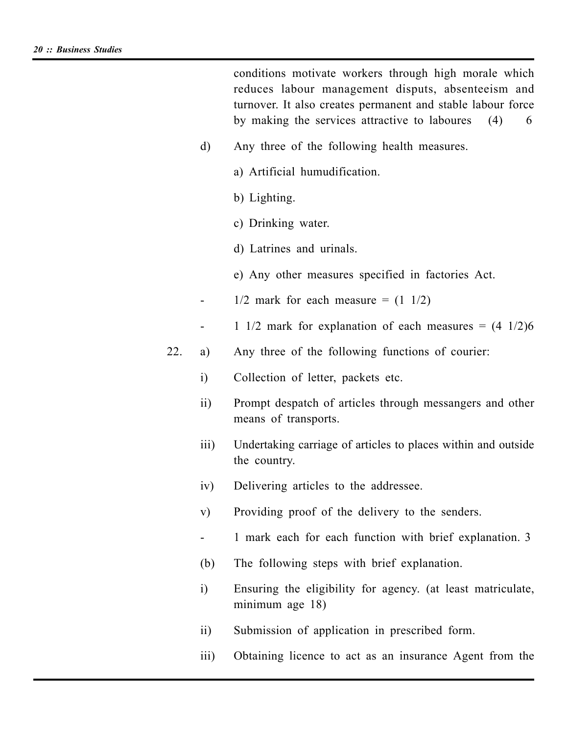conditions motivate workers through high morale which reduces labour management disputs, absenteeism and turnover. It also creates permanent and stable labour force by making the services attractive to laboures (4) 6

d) Any three of the following health measures.

a) Artificial humudification.

b) Lighting.

c) Drinking water.

d) Latrines and urinals.

e) Any other measures specified in factories Act.

- 1/2 mark for each measure = (1 1/2)
- 1 1/2 mark for explanation of each measures = (4 1/2)6

22. a) Any three of the following functions of courier:

i) Collection of letter, packets etc.

ii) Prompt despatch of articles through messangers and other means of transports.

iii) Undertaking carriage of articles to places within and outside the country.

iv) Delivering articles to the addressee.

v) Providing proof of the delivery to the senders.

- 1 mark each for each function with brief explanation. 3

(b) The following steps with brief explanation.

i) Ensuring the eligibility for agency. (at least matriculate, minimum age 18)

ii) Submission of application in prescribed form.

iii) Obtaining licence to act as an insurance Agent from the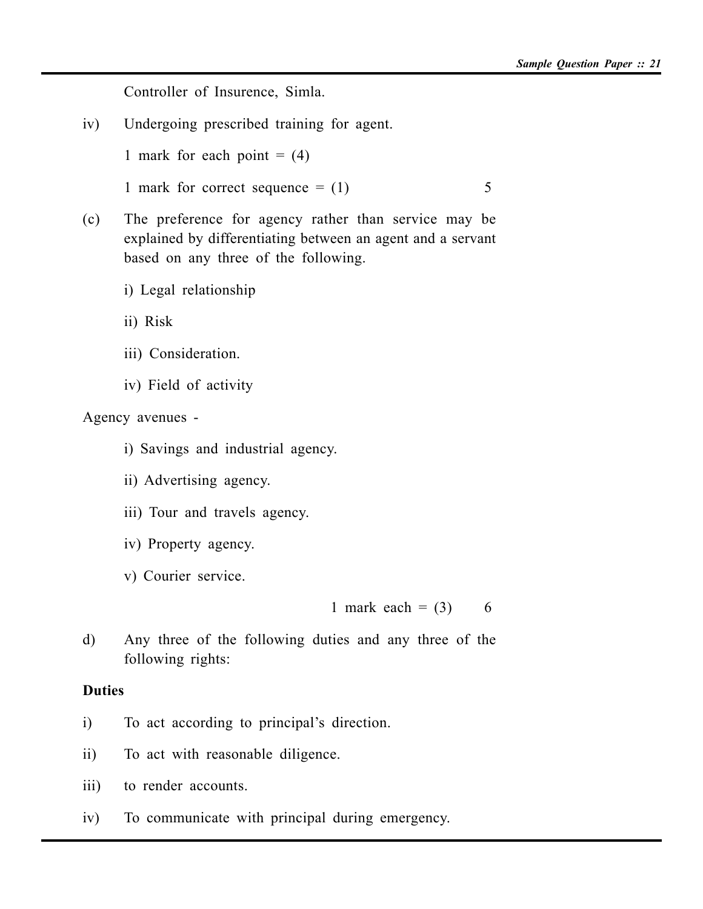Controller of Insurence, Simla.

iv) Undergoing prescribed training for agent.

1 mark for each point = (4)

1 mark for correct sequence = (1) 5

(c) The preference for agency rather than service may be explained by differentiating between an agent and a servant based on any three of the following.

i) Legal relationship

ii) Risk

iii) Consideration.

iv) Field of activity

Agency avenues -

i) Savings and industrial agency.

ii) Advertising agency.

iii) Tour and travels agency.

iv) Property agency.

v) Courier service.

1 mark each = (3) 6

d) Any three of the following duties and any three of the following rights:

**Duties**

i) To act according to principal's direction.

ii) To act with reasonable diligence.

iii) to render accounts.

iv) To communicate with principal during emergency.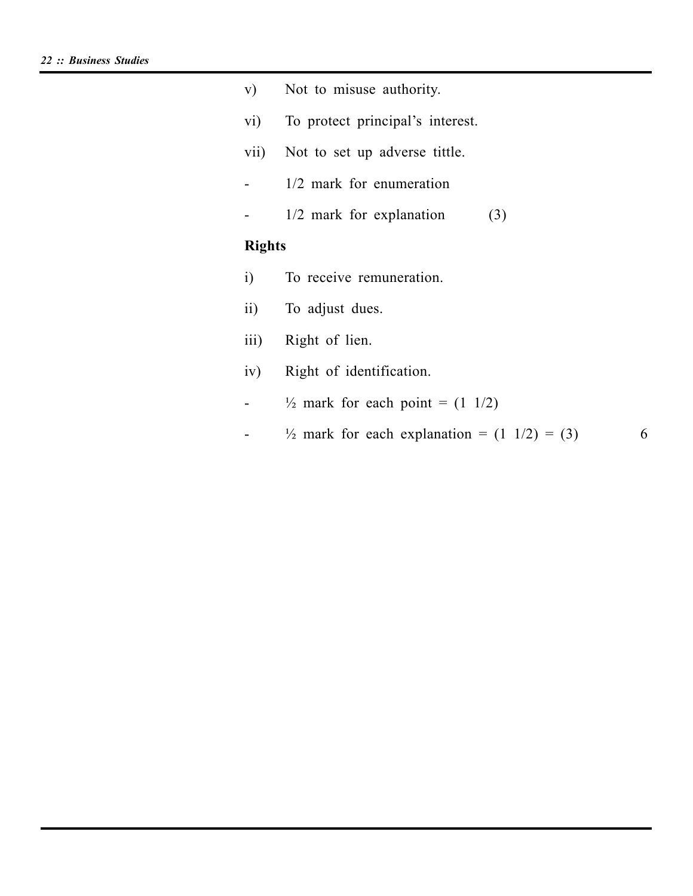v) Not to misuse authority.

vi) To protect principal's interest.

vii) Not to set up adverse tittle.

- 1/2 mark for enumeration
- 1/2 mark for explanation (3)

**Rights**

i) To receive remuneration.

ii) To adjust dues.

iii) Right of lien.

iv) Right of identification.

- ½ mark for each point = (1 1/2)
- ½ mark for each explanation = (1 1/2) = (3) 6